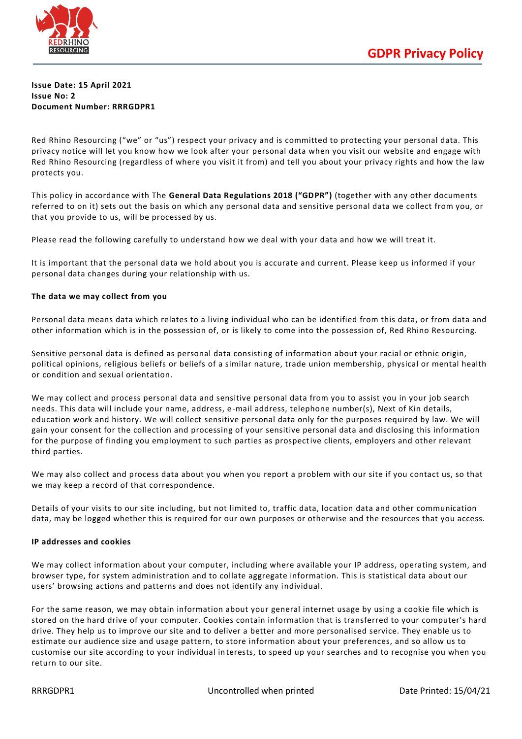# GDPR Privacy Policy

**Issue Date: 15 April 2021**
**Issue No: 2**
**Document Number: RRRGDPR1**

Red Rhino Resourcing ("we" or "us") respect your privacy and is committed to protecting your personal data. This privacy notice will let you know how we look after your personal data when you visit our website and engage with Red Rhino Resourcing (regardless of where you visit it from) and tell you about your privacy rights and how the law protects you.

This policy in accordance with The **General Data Regulations 2018 ("GDPR")** (together with any other documents referred to on it) sets out the basis on which any personal data and sensitive personal data we collect from you, or that you provide to us, will be processed by us.

Please read the following carefully to understand how we deal with your data and how we will treat it.

It is important that the personal data we hold about you is accurate and current. Please keep us informed if your personal data changes during your relationship with us.

**The data we may collect from you**

Personal data means data which relates to a living individual who can be identified from this data, or from data and other information which is in the possession of, or is likely to come into the possession of, Red Rhino Resourcing.

Sensitive personal data is defined as personal data consisting of information about your racial or ethnic origin, political opinions, religious beliefs or beliefs of a similar nature, trade union membership, physical or mental health or condition and sexual orientation.

We may collect and process personal data and sensitive personal data from you to assist you in your job search needs. This data will include your name, address, e-mail address, telephone number(s), Next of Kin details, education work and history. We will collect sensitive personal data only for the purposes required by law. We will gain your consent for the collection and processing of your sensitive personal data and disclosing this information for the purpose of finding you employment to such parties as prospective clients, employers and other relevant third parties.

We may also collect and process data about you when you report a problem with our site if you contact us, so that we may keep a record of that correspondence.

Details of your visits to our site including, but not limited to, traffic data, location data and other communication data, may be logged whether this is required for our own purposes or otherwise and the resources that you access.

**IP addresses and cookies**

We may collect information about your computer, including where available your IP address, operating system, and browser type, for system administration and to collate aggregate information. This is statistical data about our users' browsing actions and patterns and does not identify any individual.

For the same reason, we may obtain information about your general internet usage by using a cookie file which is stored on the hard drive of your computer. Cookies contain information that is transferred to your computer's hard drive. They help us to improve our site and to deliver a better and more personalised service. They enable us to estimate our audience size and usage pattern, to store information about your preferences, and so allow us to customise our site according to your individual interests, to speed up your searches and to recognise you when you return to our site.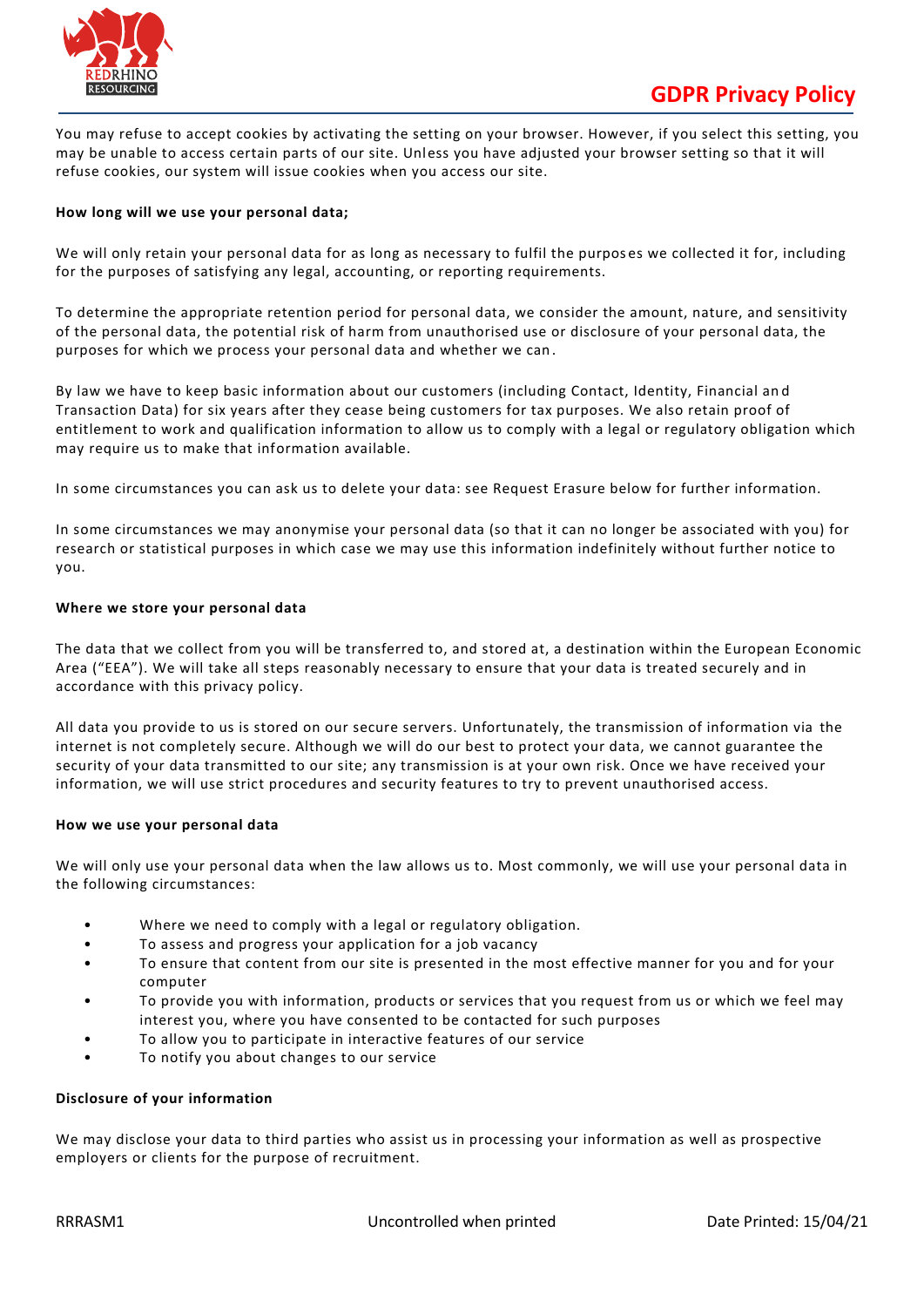You may refuse to accept cookies by activating the setting on your browser. However, if you select this setting, you may be unable to access certain parts of our site. Unless you have adjusted your browser setting so that it will refuse cookies, our system will issue cookies when you access our site.

**How long will we use your personal data;**

We will only retain your personal data for as long as necessary to fulfil the purposes we collected it for, including for the purposes of satisfying any legal, accounting, or reporting requirements.

To determine the appropriate retention period for personal data, we consider the amount, nature, and sensitivity of the personal data, the potential risk of harm from unauthorised use or disclosure of your personal data, the purposes for which we process your personal data and whether we can.

By law we have to keep basic information about our customers (including Contact, Identity, Financial and Transaction Data) for six years after they cease being customers for tax purposes. We also retain proof of entitlement to work and qualification information to allow us to comply with a legal or regulatory obligation which may require us to make that information available.

In some circumstances you can ask us to delete your data: see Request Erasure below for further information.

In some circumstances we may anonymise your personal data (so that it can no longer be associated with you) for research or statistical purposes in which case we may use this information indefinitely without further notice to you.

**Where we store your personal data**

The data that we collect from you will be transferred to, and stored at, a destination within the European Economic Area ("EEA"). We will take all steps reasonably necessary to ensure that your data is treated securely and in accordance with this privacy policy.

All data you provide to us is stored on our secure servers. Unfortunately, the transmission of information via the internet is not completely secure. Although we will do our best to protect your data, we cannot guarantee the security of your data transmitted to our site; any transmission is at your own risk. Once we have received your information, we will use strict procedures and security features to try to prevent unauthorised access.

**How we use your personal data**

We will only use your personal data when the law allows us to. Most commonly, we will use your personal data in the following circumstances:

- Where we need to comply with a legal or regulatory obligation.
- To assess and progress your application for a job vacancy
- To ensure that content from our site is presented in the most effective manner for you and for your computer
- To provide you with information, products or services that you request from us or which we feel may interest you, where you have consented to be contacted for such purposes
- To allow you to participate in interactive features of our service
- To notify you about changes to our service

**Disclosure of your information**

We may disclose your data to third parties who assist us in processing your information as well as prospective employers or clients for the purpose of recruitment.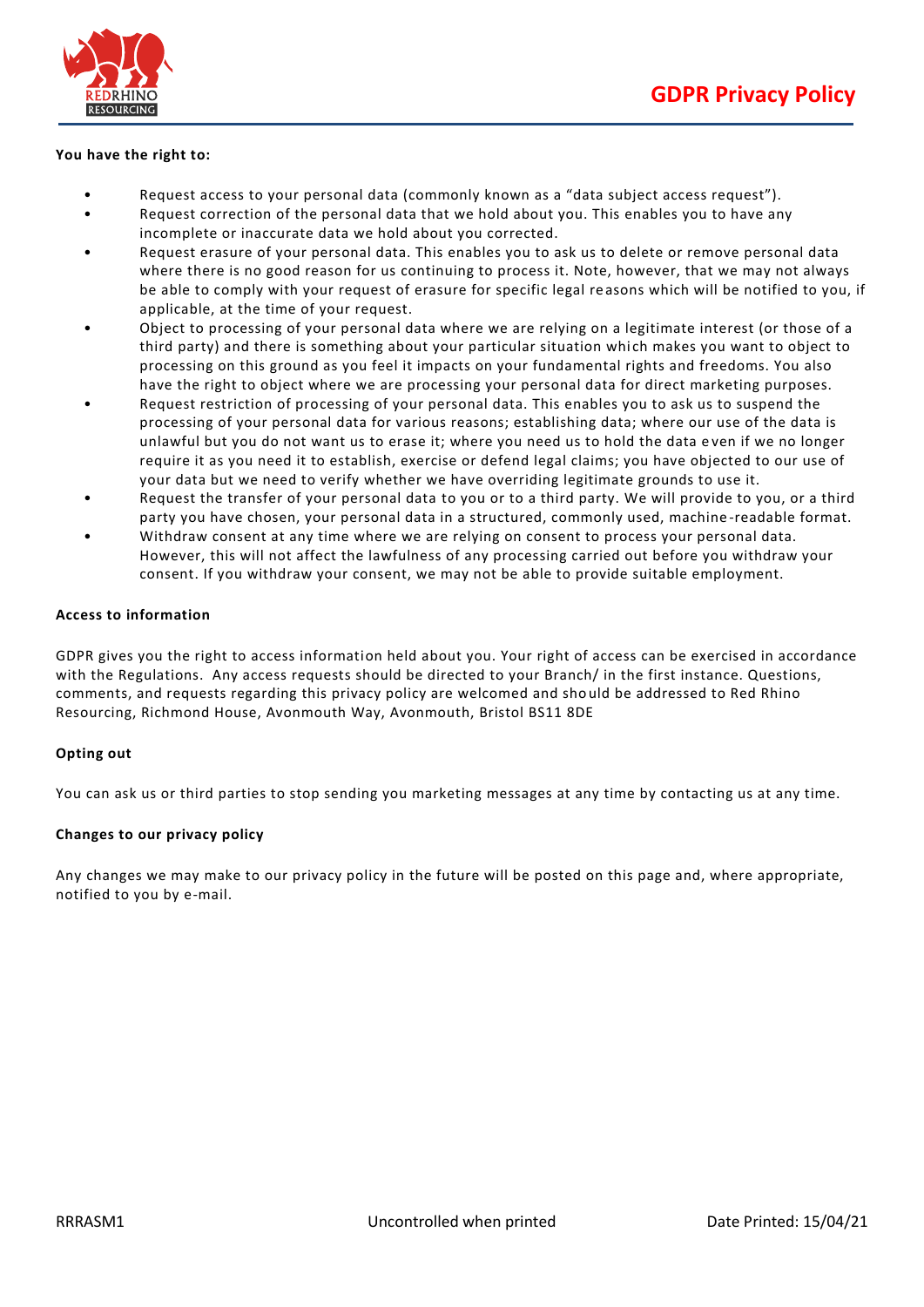**You have the right to:**

- Request access to your personal data (commonly known as a "data subject access request").
- Request correction of the personal data that we hold about you. This enables you to have any incomplete or inaccurate data we hold about you corrected.
- Request erasure of your personal data. This enables you to ask us to delete or remove personal data where there is no good reason for us continuing to process it. Note, however, that we may not always be able to comply with your request of erasure for specific legal reasons which will be notified to you, if applicable, at the time of your request.
- Object to processing of your personal data where we are relying on a legitimate interest (or those of a third party) and there is something about your particular situation which makes you want to object to processing on this ground as you feel it impacts on your fundamental rights and freedoms. You also have the right to object where we are processing your personal data for direct marketing purposes.
- Request restriction of processing of your personal data. This enables you to ask us to suspend the processing of your personal data for various reasons; establishing data; where our use of the data is unlawful but you do not want us to erase it; where you need us to hold the data even if we no longer require it as you need it to establish, exercise or defend legal claims; you have objected to our use of your data but we need to verify whether we have overriding legitimate grounds to use it.
- Request the transfer of your personal data to you or to a third party. We will provide to you, or a third party you have chosen, your personal data in a structured, commonly used, machine-readable format.
- Withdraw consent at any time where we are relying on consent to process your personal data. However, this will not affect the lawfulness of any processing carried out before you withdraw your consent. If you withdraw your consent, we may not be able to provide suitable employment.

**Access to information**

GDPR gives you the right to access information held about you. Your right of access can be exercised in accordance with the Regulations. Any access requests should be directed to your Branch/ in the first instance. Questions, comments, and requests regarding this privacy policy are welcomed and should be addressed to Red Rhino Resourcing, Richmond House, Avonmouth Way, Avonmouth, Bristol BS11 8DE

**Opting out**

You can ask us or third parties to stop sending you marketing messages at any time by contacting us at any time.

**Changes to our privacy policy**

Any changes we may make to our privacy policy in the future will be posted on this page and, where appropriate, notified to you by e-mail.